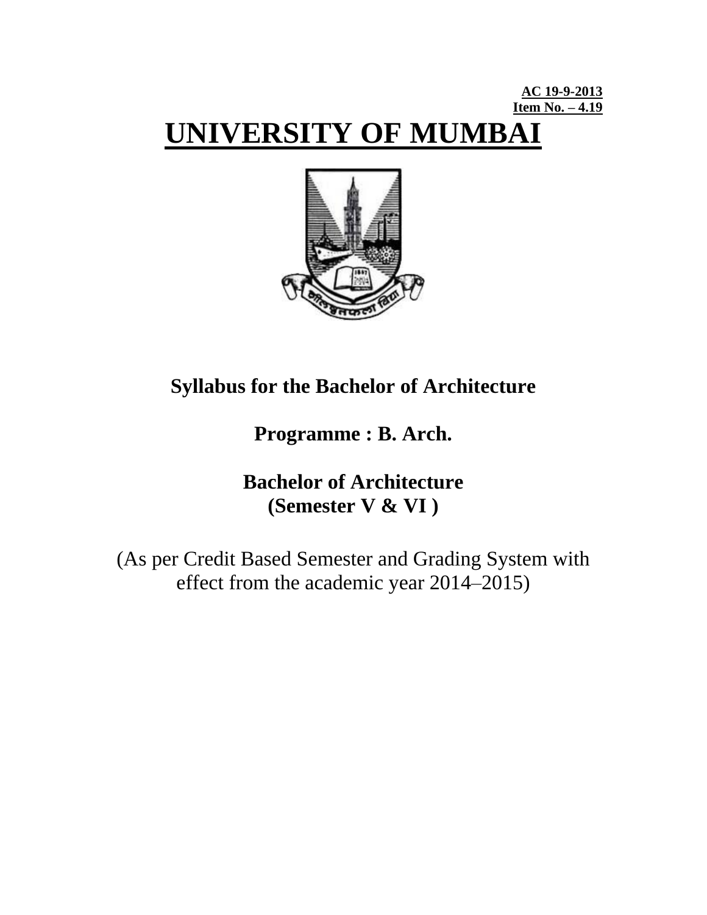**AC 19-9-2013**
**Item No. – 4.19**

# UNIVERSITY OF MUMBAI

## Syllabus for the Bachelor of Architecture

## Programme : B. Arch.

## Bachelor of Architecture
## (Semester V & VI )

(As per Credit Based Semester and Grading System with effect from the academic year 2014–2015)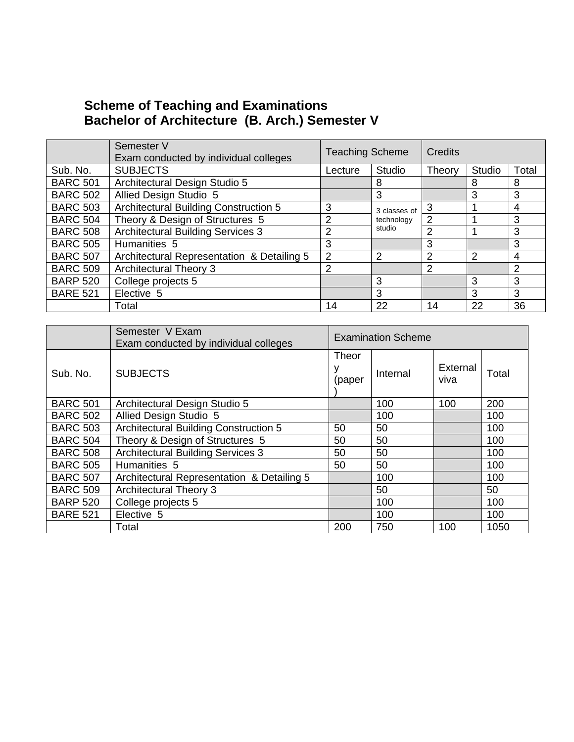# Scheme of Teaching and Examinations
# Bachelor of Architecture (B. Arch.) Semester V

| | Semester V<br>Exam conducted by individual colleges | Teaching Scheme | | Credits | | |
|---|---|---|---|---|---|---|
| Sub. No. | SUBJECTS | Lecture | Studio | Theory | Studio | Total |
| BARC 501 | Architectural Design Studio 5 | | 8 | | 8 | 8 |
| BARC 502 | Allied Design Studio 5 | | 3 | | 3 | 3 |
| BARC 503 | Architectural Building Construction 5 | 3 | 3 classes of technology studio | 3 | 1 | 4 |
| BARC 504 | Theory & Design of Structures 5 | 2 | | 2 | 1 | 3 |
| BARC 508 | Architectural Building Services 3 | 2 | | 2 | 1 | 3 |
| BARC 505 | Humanities 5 | 3 | | 3 | | 3 |
| BARC 507 | Architectural Representation & Detailing 5 | 2 | 2 | 2 | 2 | 4 |
| BARC 509 | Architectural Theory 3 | 2 | | 2 | | 2 |
| BARP 520 | College projects 5 | | 3 | | 3 | 3 |
| BARE 521 | Elective 5 | | 3 | | 3 | 3 |
| | Total | 14 | 22 | 14 | 22 | 36 |

| | Semester V Exam<br>Exam conducted by individual colleges | Examination Scheme | | | |
|---|---|---|---|---|---|
| Sub. No. | SUBJECTS | Theory (paper) | Internal | External viva | Total |
| BARC 501 | Architectural Design Studio 5 | | 100 | 100 | 200 |
| BARC 502 | Allied Design Studio 5 | | 100 | | 100 |
| BARC 503 | Architectural Building Construction 5 | 50 | 50 | | 100 |
| BARC 504 | Theory & Design of Structures 5 | 50 | 50 | | 100 |
| BARC 508 | Architectural Building Services 3 | 50 | 50 | | 100 |
| BARC 505 | Humanities 5 | 50 | 50 | | 100 |
| BARC 507 | Architectural Representation & Detailing 5 | | 100 | | 100 |
| BARC 509 | Architectural Theory 3 | | 50 | | 50 |
| BARP 520 | College projects 5 | | 100 | | 100 |
| BARE 521 | Elective 5 | | 100 | | 100 |
| | Total | 200 | 750 | 100 | 1050 |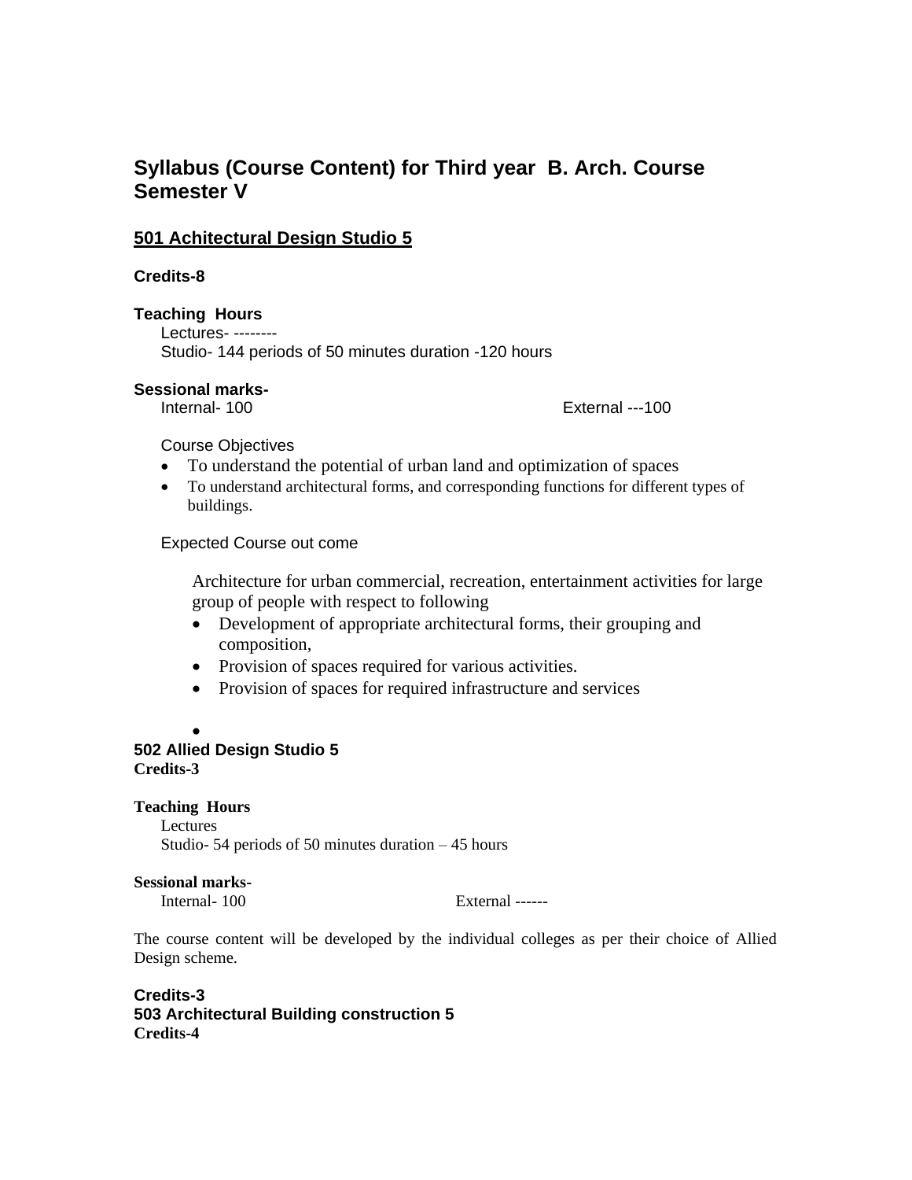# Syllabus (Course Content) for Third year B. Arch. Course Semester V

## 501 Achitectural Design Studio 5

**Credits-8**

**Teaching Hours**

Lectures- --------

Studio- 144 periods of 50 minutes duration -120 hours

**Sessional marks-**

Internal- 100 External ---100

Course Objectives

- To understand the potential of urban land and optimization of spaces
- To understand architectural forms, and corresponding functions for different types of buildings.

Expected Course out come

Architecture for urban commercial, recreation, entertainment activities for large group of people with respect to following

- Development of appropriate architectural forms, their grouping and composition,
- Provision of spaces required for various activities.
- Provision of spaces for required infrastructure and services
- 

**502 Allied Design Studio 5**

**Credits-3**

**Teaching Hours**

Lectures

Studio- 54 periods of 50 minutes duration – 45 hours

**Sessional marks-**

Internal- 100 External ------

The course content will be developed by the individual colleges as per their choice of Allied Design scheme.

**Credits-3**

**503 Architectural Building construction 5**

**Credits-4**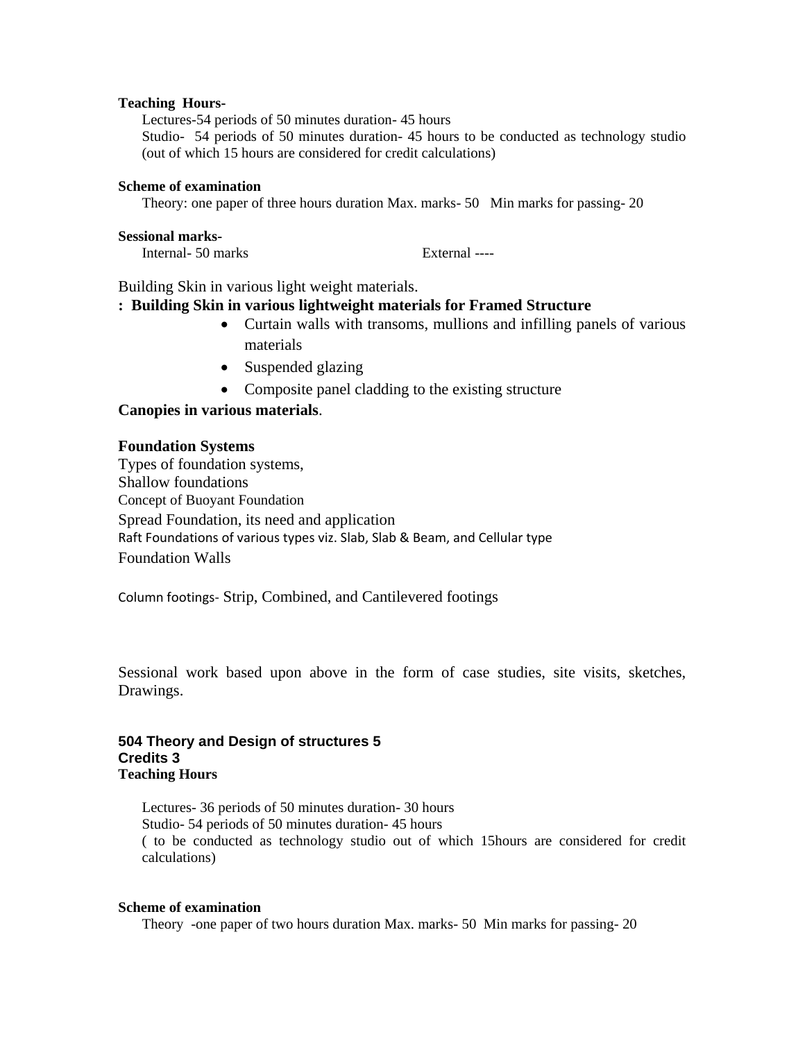**Teaching Hours-**

Lectures-54 periods of 50 minutes duration- 45 hours
Studio- 54 periods of 50 minutes duration- 45 hours to be conducted as technology studio (out of which 15 hours are considered for credit calculations)

**Scheme of examination**

Theory: one paper of three hours duration Max. marks- 50 Min marks for passing- 20

**Sessional marks-**

Internal- 50 marks External ----

Building Skin in various light weight materials.

**: Building Skin in various lightweight materials for Framed Structure**

- Curtain walls with transoms, mullions and infilling panels of various materials
- Suspended glazing
- Composite panel cladding to the existing structure

**Canopies in various materials**.

**Foundation Systems**

Types of foundation systems,
Shallow foundations
Concept of Buoyant Foundation
Spread Foundation, its need and application
Raft Foundations of various types viz. Slab, Slab & Beam, and Cellular type
Foundation Walls

Column footings- Strip, Combined, and Cantilevered footings

Sessional work based upon above in the form of case studies, site visits, sketches, Drawings.

**504 Theory and Design of structures 5**
**Credits 3**
**Teaching Hours**

Lectures- 36 periods of 50 minutes duration- 30 hours
Studio- 54 periods of 50 minutes duration- 45 hours
( to be conducted as technology studio out of which 15hours are considered for credit calculations)

**Scheme of examination**

Theory -one paper of two hours duration Max. marks- 50 Min marks for passing- 20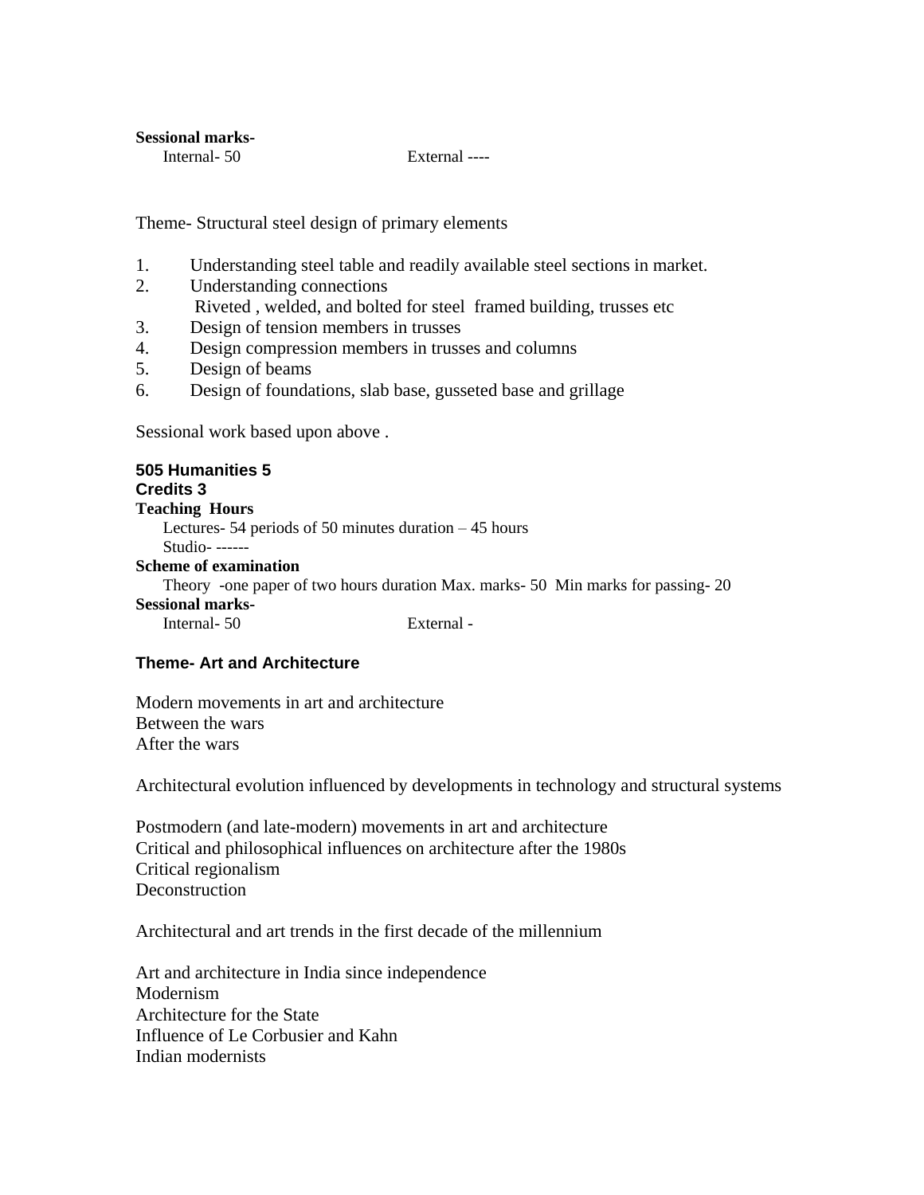**Sessional marks-**

Internal- 50 External ----

Theme- Structural steel design of primary elements

1. Understanding steel table and readily available steel sections in market.
2. Understanding connections
   Riveted , welded, and bolted for steel framed building, trusses etc
3. Design of tension members in trusses
4. Design compression members in trusses and columns
5. Design of beams
6. Design of foundations, slab base, gusseted base and grillage

Sessional work based upon above .

## 505 Humanities 5

**Credits 3**

**Teaching Hours**

Lectures- 54 periods of 50 minutes duration – 45 hours

Studio- ------

**Scheme of examination**

Theory -one paper of two hours duration Max. marks- 50 Min marks for passing- 20

**Sessional marks-**

Internal- 50 External -

### Theme- Art and Architecture

Modern movements in art and architecture
Between the wars
After the wars

Architectural evolution influenced by developments in technology and structural systems

Postmodern (and late-modern) movements in art and architecture
Critical and philosophical influences on architecture after the 1980s
Critical regionalism
Deconstruction

Architectural and art trends in the first decade of the millennium

Art and architecture in India since independence
Modernism
Architecture for the State
Influence of Le Corbusier and Kahn
Indian modernists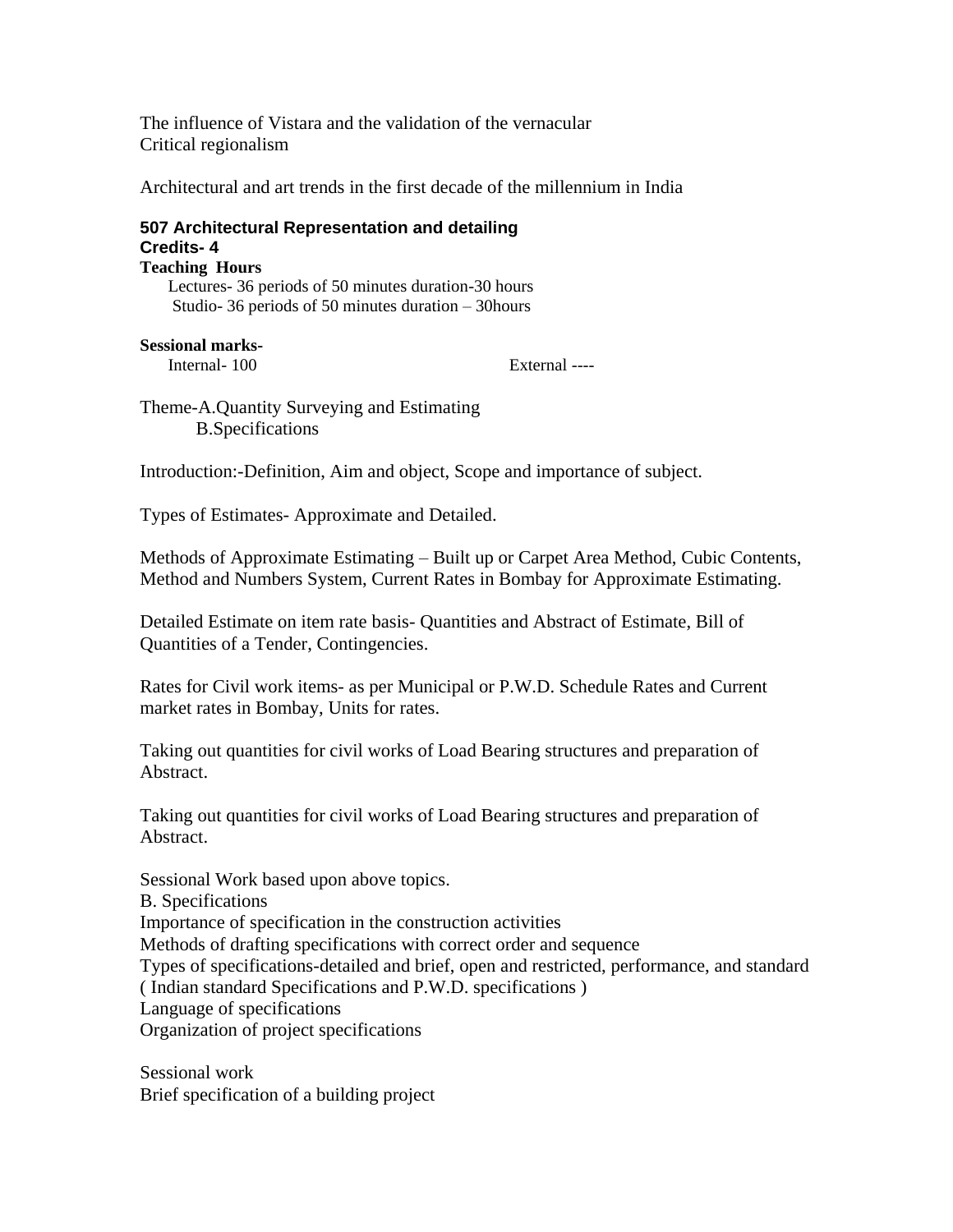The influence of Vistara and the validation of the vernacular
Critical regionalism

Architectural and art trends in the first decade of the millennium in India

### 507 Architectural Representation and detailing

**Credits- 4**

**Teaching Hours**

Lectures- 36 periods of 50 minutes duration-30 hours
Studio- 36 periods of 50 minutes duration – 30hours

**Sessional marks-**

Internal- 100 External ----

Theme-A.Quantity Surveying and Estimating
B.Specifications

Introduction:-Definition, Aim and object, Scope and importance of subject.

Types of Estimates- Approximate and Detailed.

Methods of Approximate Estimating – Built up or Carpet Area Method, Cubic Contents, Method and Numbers System, Current Rates in Bombay for Approximate Estimating.

Detailed Estimate on item rate basis- Quantities and Abstract of Estimate, Bill of Quantities of a Tender, Contingencies.

Rates for Civil work items- as per Municipal or P.W.D. Schedule Rates and Current market rates in Bombay, Units for rates.

Taking out quantities for civil works of Load Bearing structures and preparation of Abstract.

Taking out quantities for civil works of Load Bearing structures and preparation of Abstract.

Sessional Work based upon above topics.
B. Specifications
Importance of specification in the construction activities
Methods of drafting specifications with correct order and sequence
Types of specifications-detailed and brief, open and restricted, performance, and standard ( Indian standard Specifications and P.W.D. specifications )
Language of specifications
Organization of project specifications

Sessional work
Brief specification of a building project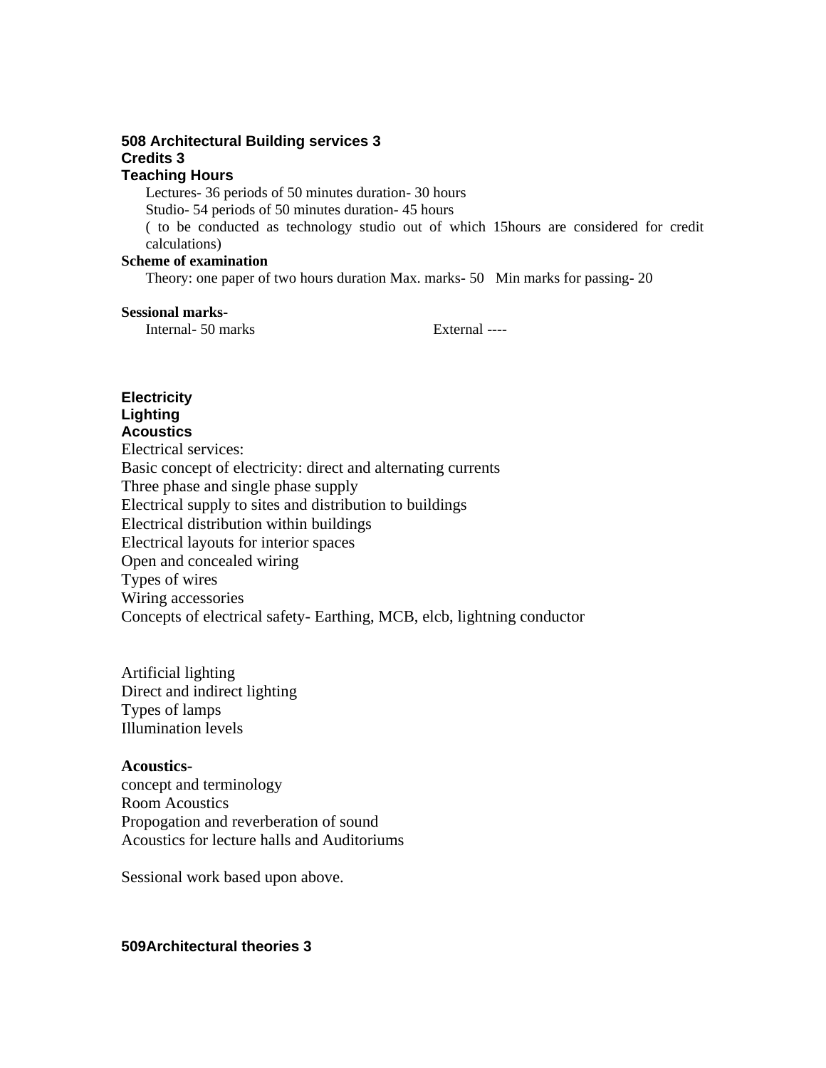**508 Architectural Building services 3**
**Credits 3**
**Teaching Hours**

Lectures- 36 periods of 50 minutes duration- 30 hours
Studio- 54 periods of 50 minutes duration- 45 hours
( to be conducted as technology studio out of which 15hours are considered for credit calculations)

**Scheme of examination**

Theory: one paper of two hours duration Max. marks- 50 Min marks for passing- 20

**Sessional marks-**

Internal- 50 marks External ----

**Electricity**
**Lighting**
**Acoustics**

Electrical services:
Basic concept of electricity: direct and alternating currents
Three phase and single phase supply
Electrical supply to sites and distribution to buildings
Electrical distribution within buildings
Electrical layouts for interior spaces
Open and concealed wiring
Types of wires
Wiring accessories
Concepts of electrical safety- Earthing, MCB, elcb, lightning conductor

Artificial lighting
Direct and indirect lighting
Types of lamps
Illumination levels

**Acoustics-**
concept and terminology
Room Acoustics
Propogation and reverberation of sound
Acoustics for lecture halls and Auditoriums

Sessional work based upon above.

**509Architectural theories 3**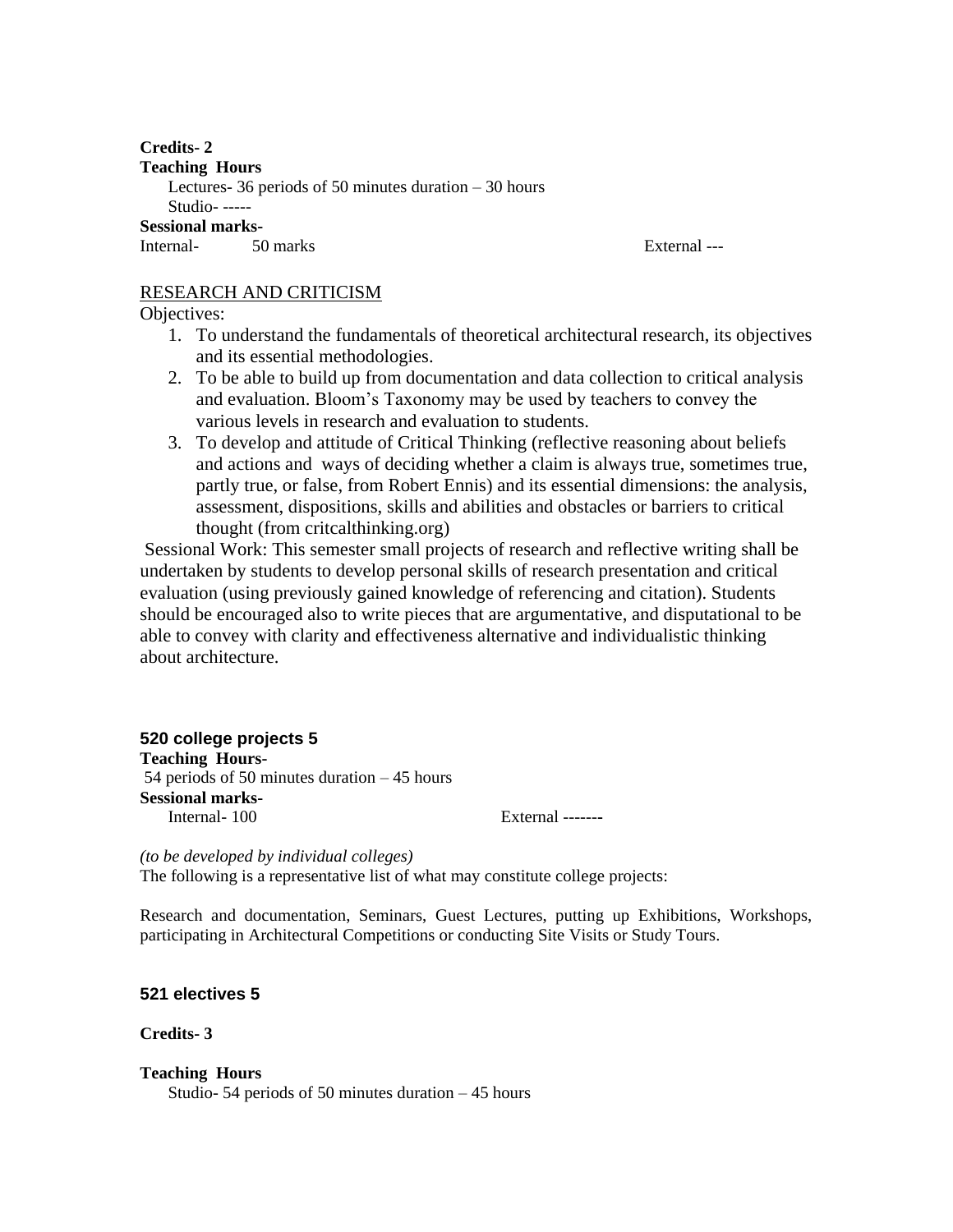**Credits- 2**

**Teaching Hours**

Lectures- 36 periods of 50 minutes duration – 30 hours

Studio- -----

**Sessional marks-**

Internal- 50 marks External ---

RESEARCH AND CRITICISM

Objectives:

1. To understand the fundamentals of theoretical architectural research, its objectives and its essential methodologies.
2. To be able to build up from documentation and data collection to critical analysis and evaluation. Bloom's Taxonomy may be used by teachers to convey the various levels in research and evaluation to students.
3. To develop and attitude of Critical Thinking (reflective reasoning about beliefs and actions and ways of deciding whether a claim is always true, sometimes true, partly true, or false, from Robert Ennis) and its essential dimensions: the analysis, assessment, dispositions, skills and abilities and obstacles or barriers to critical thought (from critcalthinking.org)

Sessional Work: This semester small projects of research and reflective writing shall be undertaken by students to develop personal skills of research presentation and critical evaluation (using previously gained knowledge of referencing and citation). Students should be encouraged also to write pieces that are argumentative, and disputational to be able to convey with clarity and effectiveness alternative and individualistic thinking about architecture.

### 520 college projects 5

**Teaching Hours-**

54 periods of 50 minutes duration – 45 hours

**Sessional marks-**

Internal- 100 External -------

*(to be developed by individual colleges)*

The following is a representative list of what may constitute college projects:

Research and documentation, Seminars, Guest Lectures, putting up Exhibitions, Workshops, participating in Architectural Competitions or conducting Site Visits or Study Tours.

### 521 electives 5

**Credits- 3**

**Teaching Hours**

Studio- 54 periods of 50 minutes duration – 45 hours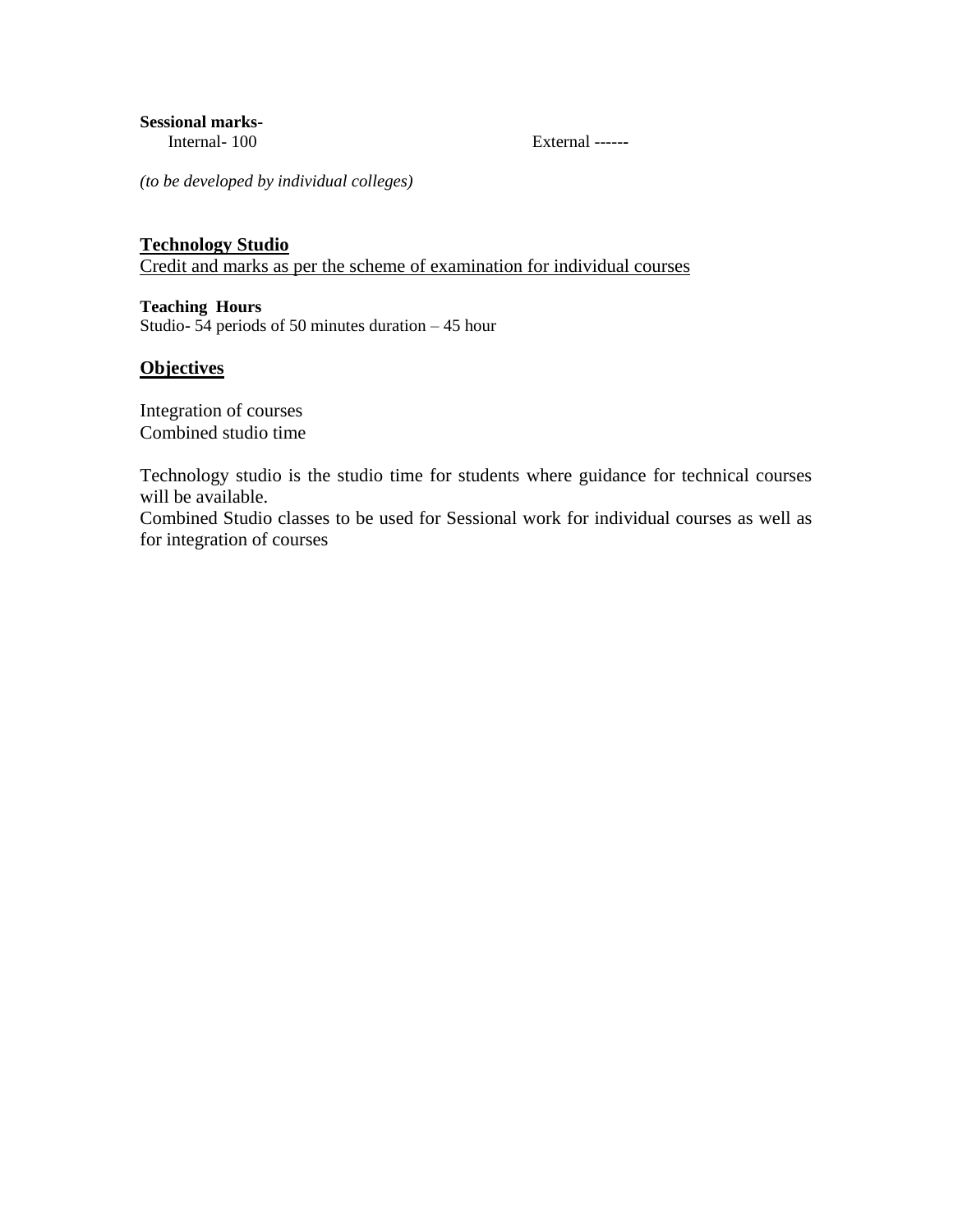**Sessional marks-**

Internal- 100 External ------

*(to be developed by individual colleges)*

## Technology Studio

Credit and marks as per the scheme of examination for individual courses

**Teaching Hours**

Studio- 54 periods of 50 minutes duration – 45 hour

## Objectives

Integration of courses
Combined studio time

Technology studio is the studio time for students where guidance for technical courses will be available.
Combined Studio classes to be used for Sessional work for individual courses as well as for integration of courses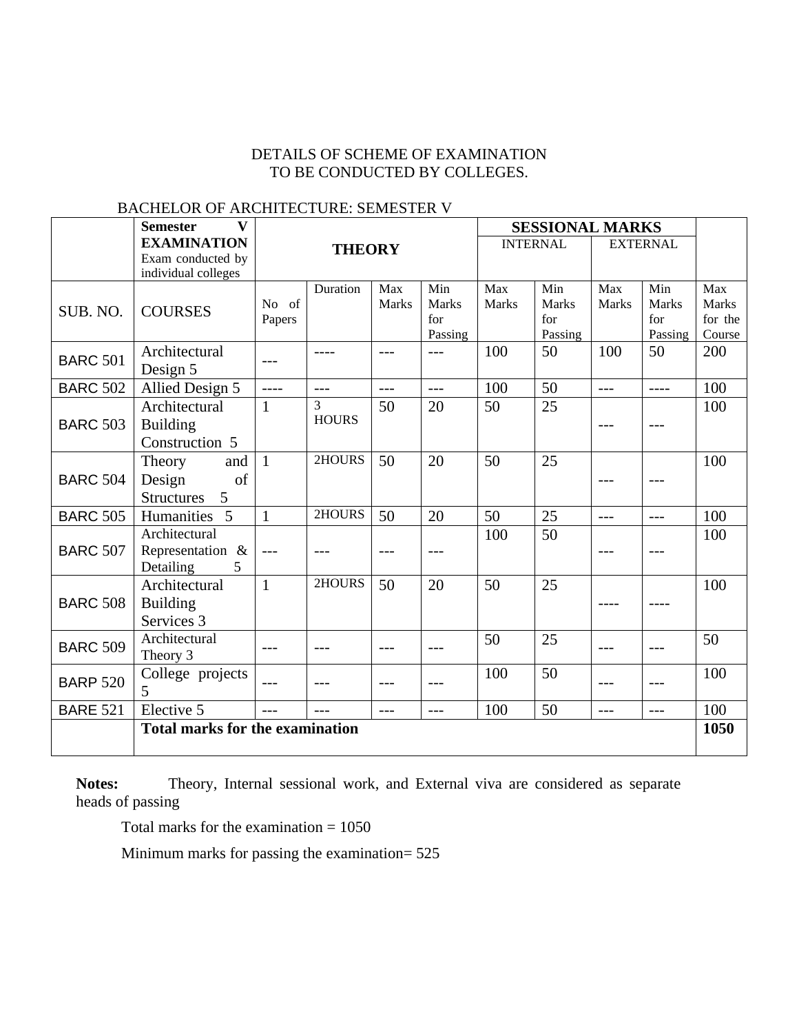DETAILS OF SCHEME OF EXAMINATION
TO BE CONDUCTED BY COLLEGES.

BACHELOR OF ARCHITECTURE: SEMESTER V

| | **Semester V EXAMINATION** Exam conducted by individual colleges | **THEORY** | | | | **SESSIONAL MARKS** | | | | |
|---|---|---|---|---|---|---|---|---|---|---|
| | | | | | | INTERNAL | | EXTERNAL | | |
| SUB. NO. | COURSES | No of Papers | Duration | Max Marks | Min Marks for Passing | Max Marks | Min Marks for Passing | Max Marks | Min Marks for Passing | Max Marks for the Course |
| BARC 501 | Architectural Design 5 | --- | ---- | --- | --- | 100 | 50 | 100 | 50 | 200 |
| BARC 502 | Allied Design 5 | ---- | --- | --- | --- | 100 | 50 | --- | ---- | 100 |
| BARC 503 | Architectural Building Construction 5 | 1 | 3 HOURS | 50 | 20 | 50 | 25 | --- | --- | 100 |
| BARC 504 | Theory and Design of Structures 5 | 1 | 2HOURS | 50 | 20 | 50 | 25 | --- | --- | 100 |
| BARC 505 | Humanities 5 | 1 | 2HOURS | 50 | 20 | 50 | 25 | --- | --- | 100 |
| BARC 507 | Architectural Representation & Detailing 5 | --- | --- | --- | --- | 100 | 50 | --- | --- | 100 |
| BARC 508 | Architectural Building Services 3 | 1 | 2HOURS | 50 | 20 | 50 | 25 | ---- | ---- | 100 |
| BARC 509 | Architectural Theory 3 | --- | --- | --- | --- | 50 | 25 | --- | --- | 50 |
| BARP 520 | College projects 5 | --- | --- | --- | --- | 100 | 50 | --- | --- | 100 |
| BARE 521 | Elective 5 | --- | --- | --- | --- | 100 | 50 | --- | --- | 100 |
| | **Total marks for the examination** | | | | | | | | | **1050** |

**Notes:** Theory, Internal sessional work, and External viva are considered as separate heads of passing

Total marks for the examination = 1050

Minimum marks for passing the examination= 525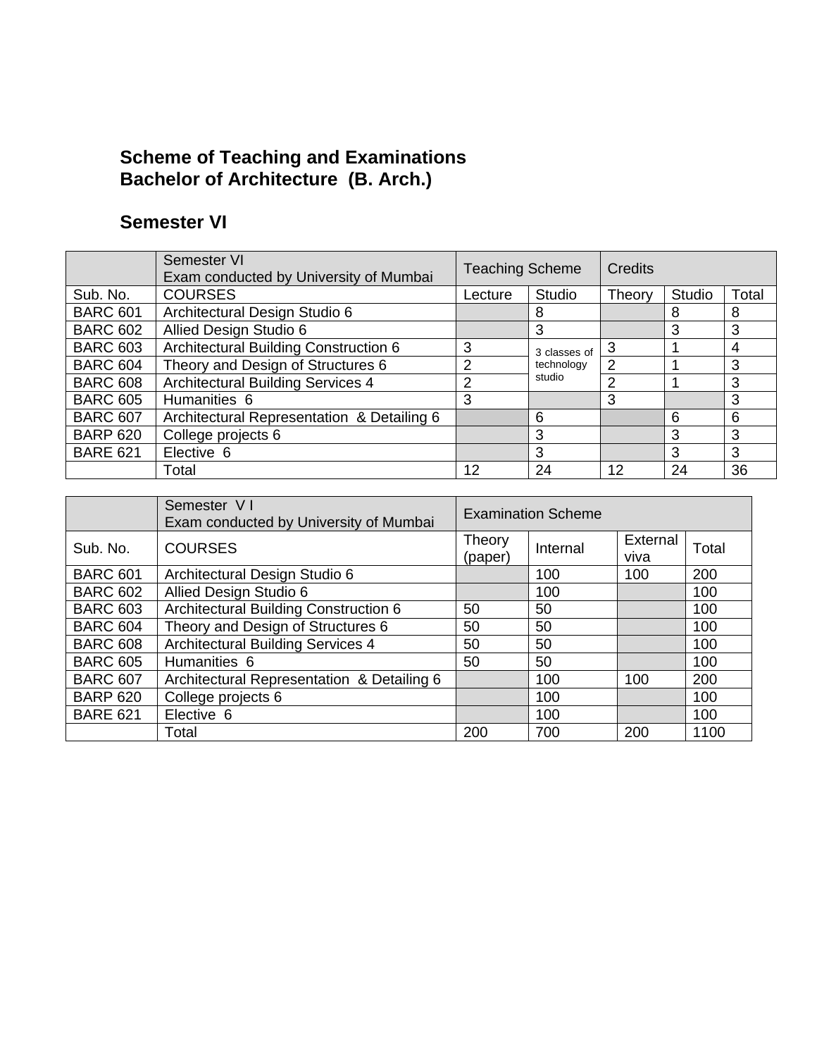## Scheme of Teaching and Examinations
## Bachelor of Architecture (B. Arch.)

## Semester VI

| | Semester VI<br>Exam conducted by University of Mumbai | Teaching Scheme | | Credits | | |
|---|---|---|---|---|---|---|
| Sub. No. | COURSES | Lecture | Studio | Theory | Studio | Total |
| BARC 601 | Architectural Design Studio 6 | | 8 | | 8 | 8 |
| BARC 602 | Allied Design Studio 6 | | 3 | | 3 | 3 |
| BARC 603 | Architectural Building Construction 6 | 3 | 3 classes of technology studio | 3 | 1 | 4 |
| BARC 604 | Theory and Design of Structures 6 | 2 | | 2 | 1 | 3 |
| BARC 608 | Architectural Building Services 4 | 2 | | 2 | 1 | 3 |
| BARC 605 | Humanities 6 | 3 | | 3 | | 3 |
| BARC 607 | Architectural Representation & Detailing 6 | | 6 | | 6 | 6 |
| BARP 620 | College projects 6 | | 3 | | 3 | 3 |
| BARE 621 | Elective 6 | | 3 | | 3 | 3 |
| | Total | 12 | 24 | 12 | 24 | 36 |

| | Semester V I<br>Exam conducted by University of Mumbai | Examination Scheme | | | |
|---|---|---|---|---|---|
| Sub. No. | COURSES | Theory (paper) | Internal | External viva | Total |
| BARC 601 | Architectural Design Studio 6 | | 100 | 100 | 200 |
| BARC 602 | Allied Design Studio 6 | | 100 | | 100 |
| BARC 603 | Architectural Building Construction 6 | 50 | 50 | | 100 |
| BARC 604 | Theory and Design of Structures 6 | 50 | 50 | | 100 |
| BARC 608 | Architectural Building Services 4 | 50 | 50 | | 100 |
| BARC 605 | Humanities 6 | 50 | 50 | | 100 |
| BARC 607 | Architectural Representation & Detailing 6 | | 100 | 100 | 200 |
| BARP 620 | College projects 6 | | 100 | | 100 |
| BARE 621 | Elective 6 | | 100 | | 100 |
| | Total | 200 | 700 | 200 | 1100 |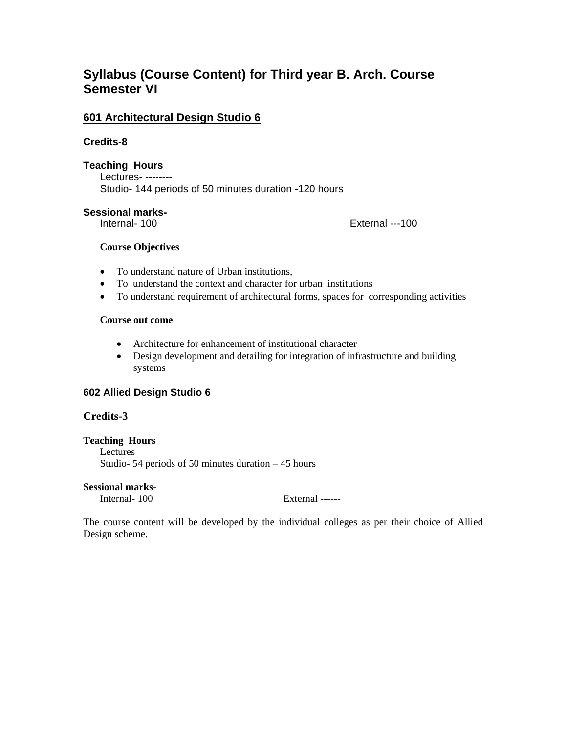# Syllabus (Course Content) for Third year B. Arch. Course Semester VI

## 601 Architectural Design Studio 6

**Credits-8**

**Teaching Hours**

Lectures- --------

Studio- 144 periods of 50 minutes duration -120 hours

**Sessional marks-**

Internal- 100 External ---100

**Course Objectives**

- To understand nature of Urban institutions,
- To understand the context and character for urban institutions
- To understand requirement of architectural forms, spaces for corresponding activities

**Course out come**

- Architecture for enhancement of institutional character
- Design development and detailing for integration of infrastructure and building systems

## 602 Allied Design Studio 6

**Credits-3**

**Teaching Hours**

Lectures

Studio- 54 periods of 50 minutes duration – 45 hours

**Sessional marks-**

Internal- 100 External ------

The course content will be developed by the individual colleges as per their choice of Allied Design scheme.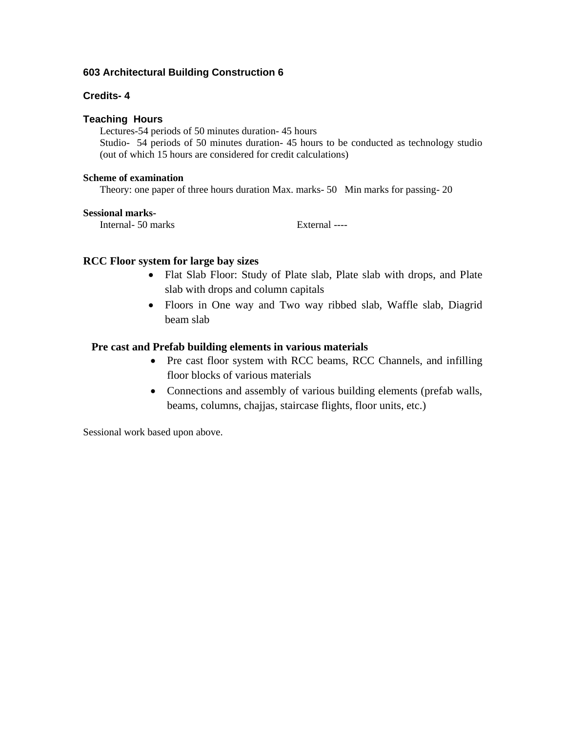**603 Architectural Building Construction 6**

**Credits- 4**

**Teaching Hours**

Lectures-54 periods of 50 minutes duration- 45 hours

Studio- 54 periods of 50 minutes duration- 45 hours to be conducted as technology studio (out of which 15 hours are considered for credit calculations)

**Scheme of examination**

Theory: one paper of three hours duration Max. marks- 50 Min marks for passing- 20

**Sessional marks-**

Internal- 50 marks External ----

**RCC Floor system for large bay sizes**

- Flat Slab Floor: Study of Plate slab, Plate slab with drops, and Plate slab with drops and column capitals
- Floors in One way and Two way ribbed slab, Waffle slab, Diagrid beam slab

**Pre cast and Prefab building elements in various materials**

- Pre cast floor system with RCC beams, RCC Channels, and infilling floor blocks of various materials
- Connections and assembly of various building elements (prefab walls, beams, columns, chajjas, staircase flights, floor units, etc.)

Sessional work based upon above.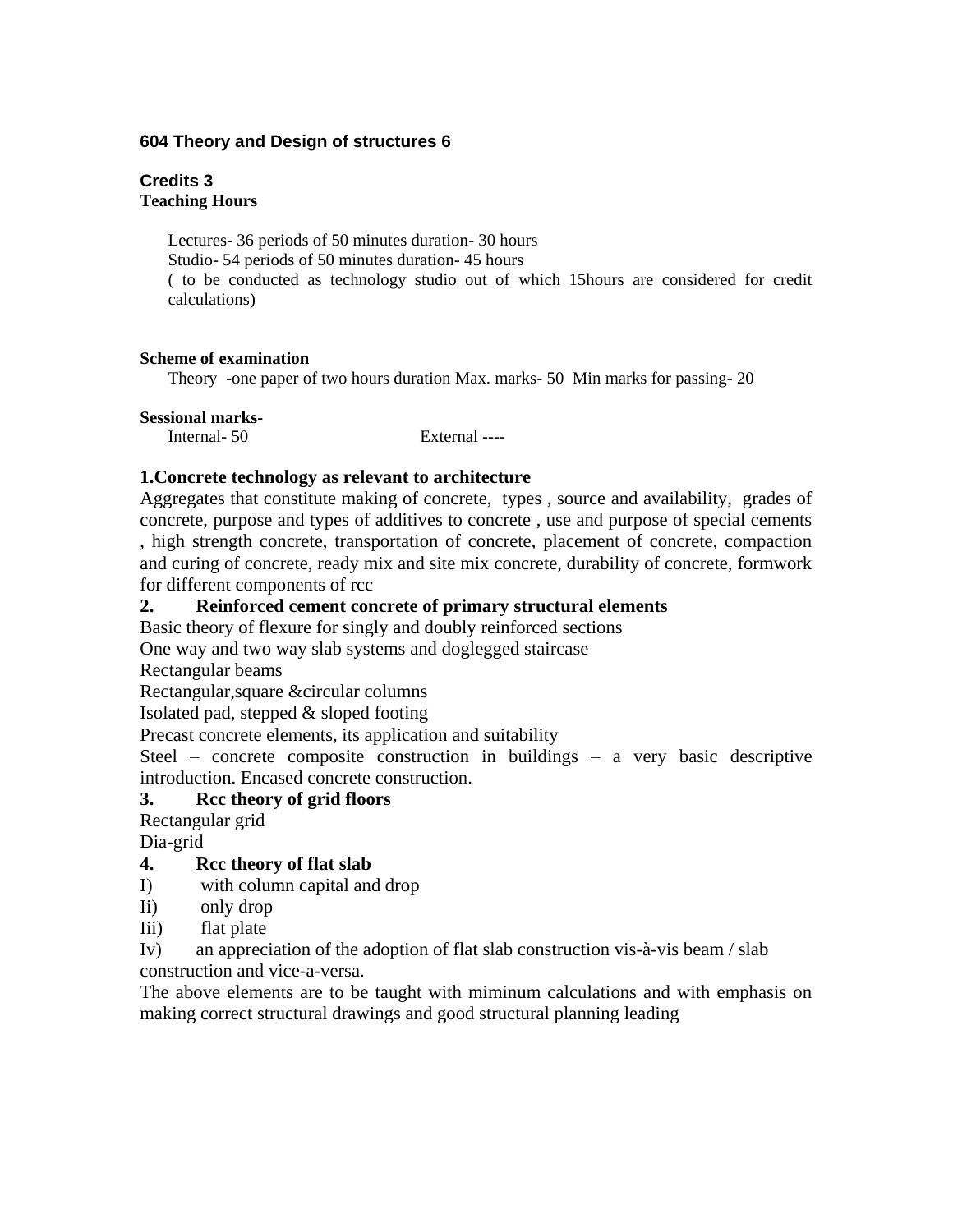## 604 Theory and Design of structures 6

**Credits 3**
**Teaching Hours**

Lectures- 36 periods of 50 minutes duration- 30 hours
Studio- 54 periods of 50 minutes duration- 45 hours
( to be conducted as technology studio out of which 15hours are considered for credit calculations)

**Scheme of examination**

Theory -one paper of two hours duration Max. marks- 50 Min marks for passing- 20

**Sessional marks-**

Internal- 50 External ----

### 1.Concrete technology as relevant to architecture

Aggregates that constitute making of concrete, types , source and availability, grades of concrete, purpose and types of additives to concrete , use and purpose of special cements , high strength concrete, transportation of concrete, placement of concrete, compaction and curing of concrete, ready mix and site mix concrete, durability of concrete, formwork for different components of rcc

### 2. Reinforced cement concrete of primary structural elements

Basic theory of flexure for singly and doubly reinforced sections
One way and two way slab systems and doglegged staircase
Rectangular beams
Rectangular,square &circular columns
Isolated pad, stepped & sloped footing
Precast concrete elements, its application and suitability
Steel – concrete composite construction in buildings – a very basic descriptive introduction. Encased concrete construction.

### 3. Rcc theory of grid floors

Rectangular grid
Dia-grid

### 4. Rcc theory of flat slab

I) with column capital and drop
Ii) only drop
Iii) flat plate
Iv) an appreciation of the adoption of flat slab construction vis-à-vis beam / slab construction and vice-a-versa.

The above elements are to be taught with miminum calculations and with emphasis on making correct structural drawings and good structural planning leading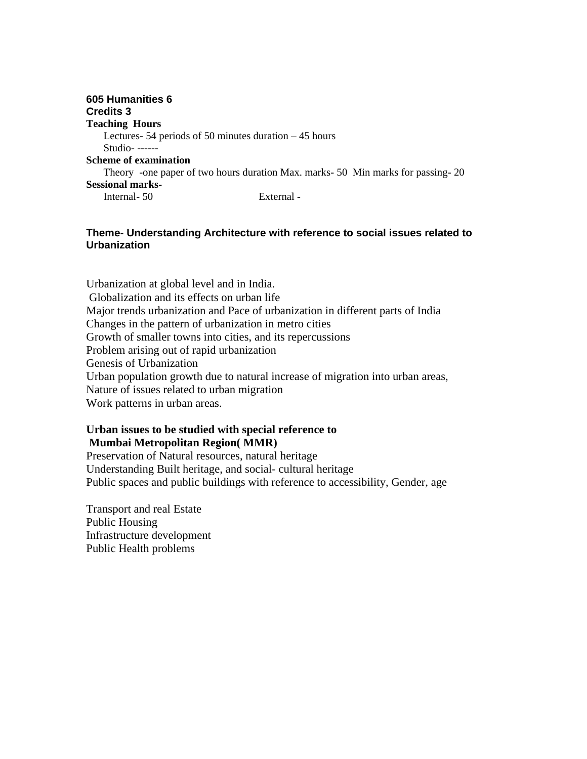**605 Humanities 6**
**Credits 3**
**Teaching Hours**

Lectures- 54 periods of 50 minutes duration – 45 hours
Studio- ------

**Scheme of examination**

Theory -one paper of two hours duration Max. marks- 50 Min marks for passing- 20

**Sessional marks-**

Internal- 50 External -

**Theme- Understanding Architecture with reference to social issues related to Urbanization**

Urbanization at global level and in India.
Globalization and its effects on urban life
Major trends urbanization and Pace of urbanization in different parts of India
Changes in the pattern of urbanization in metro cities
Growth of smaller towns into cities, and its repercussions
Problem arising out of rapid urbanization
Genesis of Urbanization
Urban population growth due to natural increase of migration into urban areas,
Nature of issues related to urban migration
Work patterns in urban areas.

**Urban issues to be studied with special reference to Mumbai Metropolitan Region( MMR)**

Preservation of Natural resources, natural heritage
Understanding Built heritage, and social- cultural heritage
Public spaces and public buildings with reference to accessibility, Gender, age

Transport and real Estate
Public Housing
Infrastructure development
Public Health problems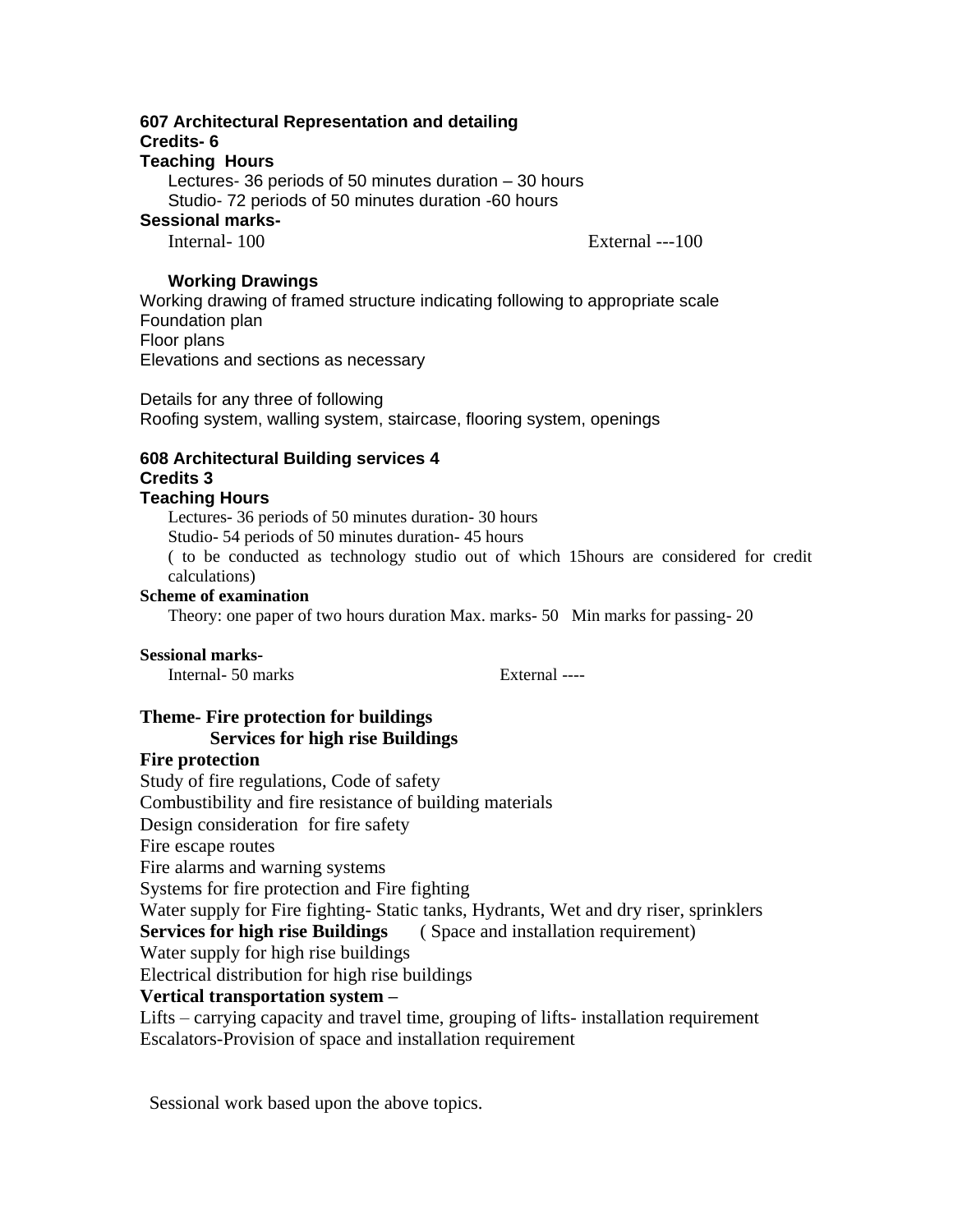**607 Architectural Representation and detailing**
**Credits- 6**
**Teaching Hours**

Lectures- 36 periods of 50 minutes duration – 30 hours
Studio- 72 periods of 50 minutes duration -60 hours

**Sessional marks-**

Internal- 100 External ---100

**Working Drawings**

Working drawing of framed structure indicating following to appropriate scale
Foundation plan
Floor plans
Elevations and sections as necessary

Details for any three of following
Roofing system, walling system, staircase, flooring system, openings

**608 Architectural Building services 4**
**Credits 3**
**Teaching Hours**

Lectures- 36 periods of 50 minutes duration- 30 hours
Studio- 54 periods of 50 minutes duration- 45 hours
( to be conducted as technology studio out of which 15hours are considered for credit calculations)

**Scheme of examination**

Theory: one paper of two hours duration Max. marks- 50 Min marks for passing- 20

**Sessional marks-**

Internal- 50 marks External ----

**Theme- Fire protection for buildings**
**Services for high rise Buildings**

**Fire protection**

Study of fire regulations, Code of safety
Combustibility and fire resistance of building materials
Design consideration for fire safety
Fire escape routes
Fire alarms and warning systems
Systems for fire protection and Fire fighting
Water supply for Fire fighting- Static tanks, Hydrants, Wet and dry riser, sprinklers

**Services for high rise Buildings** ( Space and installation requirement)

Water supply for high rise buildings
Electrical distribution for high rise buildings

**Vertical transportation system –**

Lifts – carrying capacity and travel time, grouping of lifts- installation requirement
Escalators-Provision of space and installation requirement

Sessional work based upon the above topics.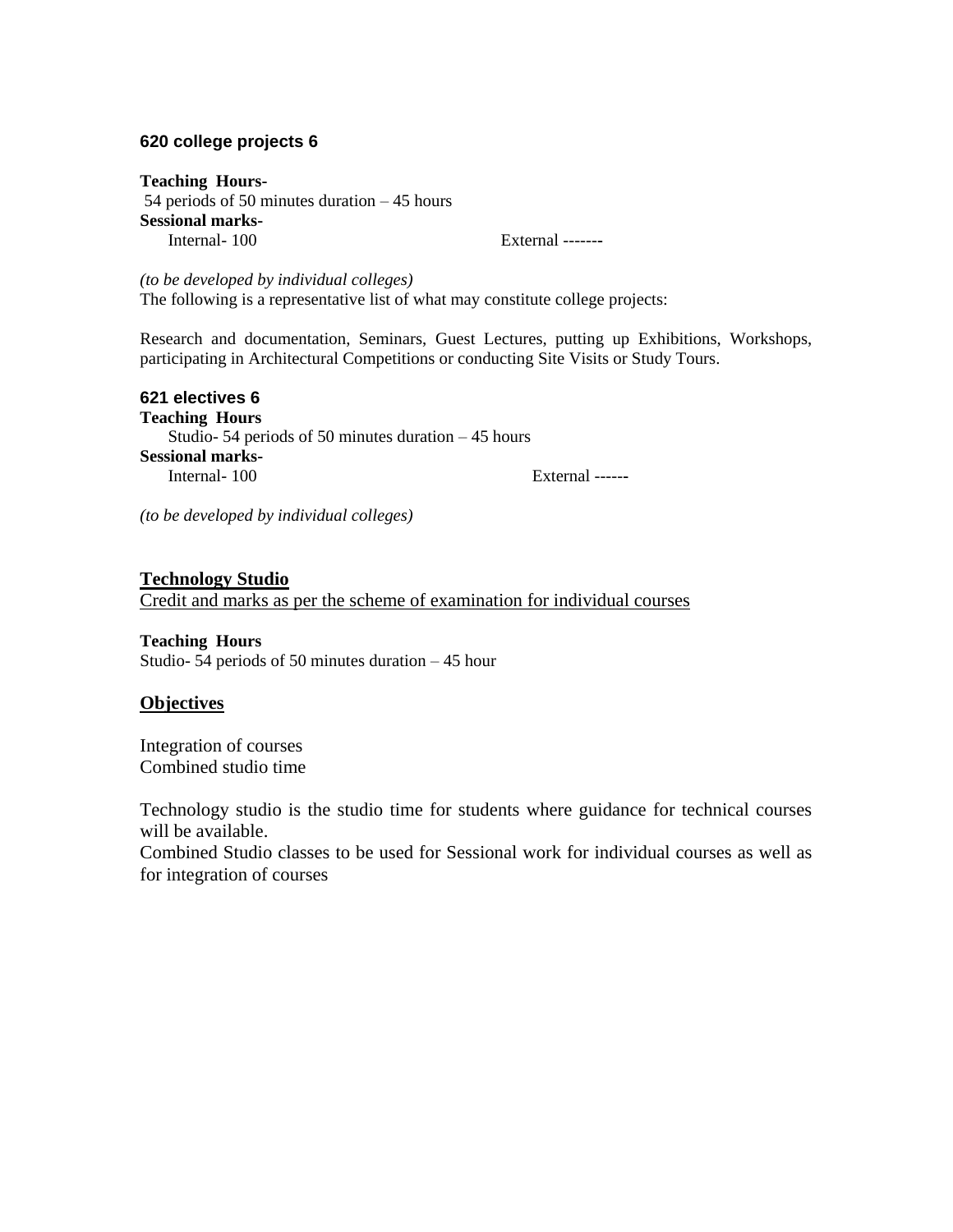### 620 college projects 6

**Teaching Hours-**
54 periods of 50 minutes duration – 45 hours
**Sessional marks-**
Internal- 100 External -------

*(to be developed by individual colleges)*
The following is a representative list of what may constitute college projects:

Research and documentation, Seminars, Guest Lectures, putting up Exhibitions, Workshops, participating in Architectural Competitions or conducting Site Visits or Study Tours.

### 621 electives 6

**Teaching Hours**
Studio- 54 periods of 50 minutes duration – 45 hours
**Sessional marks-**
Internal- 100 External ------

*(to be developed by individual colleges)*

**Technology Studio**
Credit and marks as per the scheme of examination for individual courses

**Teaching Hours**
Studio- 54 periods of 50 minutes duration – 45 hour

**Objectives**

Integration of courses
Combined studio time

Technology studio is the studio time for students where guidance for technical courses will be available.
Combined Studio classes to be used for Sessional work for individual courses as well as for integration of courses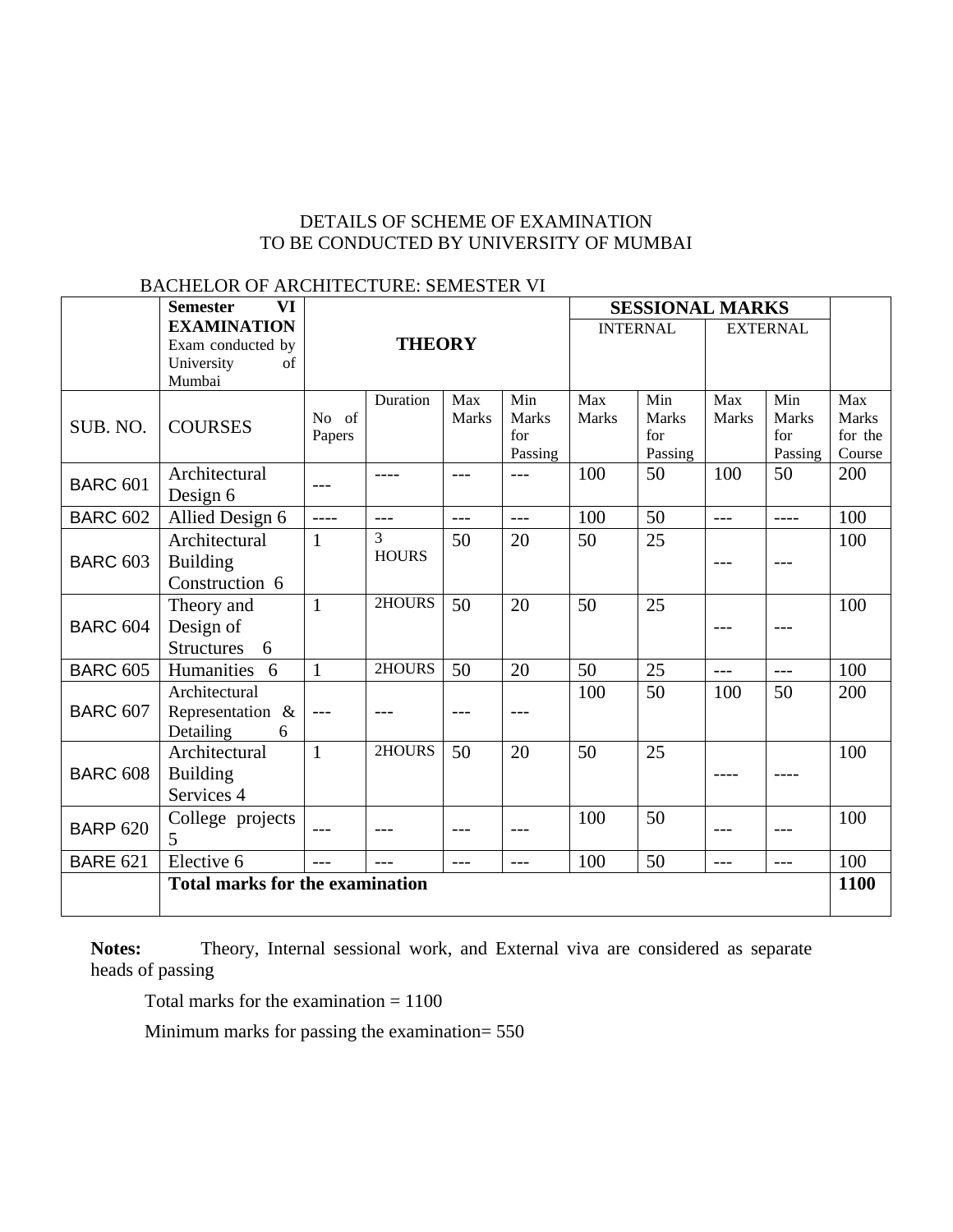DETAILS OF SCHEME OF EXAMINATION
TO BE CONDUCTED BY UNIVERSITY OF MUMBAI

BACHELOR OF ARCHITECTURE: SEMESTER VI

| | **Semester VI EXAMINATION** Exam conducted by University of Mumbai | **THEORY** | | | | **SESSIONAL MARKS** | | | | |
|---|---|---|---|---|---|---|---|---|---|---|
| | | | | | | INTERNAL | | EXTERNAL | | |
| SUB. NO. | COURSES | No of Papers | Duration | Max Marks | Min Marks for Passing | Max Marks | Min Marks for Passing | Max Marks | Min Marks for Passing | Max Marks for the Course |
| BARC 601 | Architectural Design 6 | --- | ---- | --- | --- | 100 | 50 | 100 | 50 | 200 |
| BARC 602 | Allied Design 6 | ---- | --- | --- | --- | 100 | 50 | --- | ---- | 100 |
| BARC 603 | Architectural Building Construction 6 | 1 | 3 HOURS | 50 | 20 | 50 | 25 | --- | --- | 100 |
| BARC 604 | Theory and Design of Structures 6 | 1 | 2HOURS | 50 | 20 | 50 | 25 | --- | --- | 100 |
| BARC 605 | Humanities 6 | 1 | 2HOURS | 50 | 20 | 50 | 25 | --- | --- | 100 |
| BARC 607 | Architectural Representation & Detailing 6 | --- | --- | --- | --- | 100 | 50 | 100 | 50 | 200 |
| BARC 608 | Architectural Building Services 4 | 1 | 2HOURS | 50 | 20 | 50 | 25 | ---- | ---- | 100 |
| BARP 620 | College projects 5 | --- | --- | --- | --- | 100 | 50 | --- | --- | 100 |
| BARE 621 | Elective 6 | --- | --- | --- | --- | 100 | 50 | --- | --- | 100 |
| | **Total marks for the examination** | | | | | | | | | **1100** |

**Notes:** Theory, Internal sessional work, and External viva are considered as separate heads of passing

Total marks for the examination = 1100

Minimum marks for passing the examination= 550